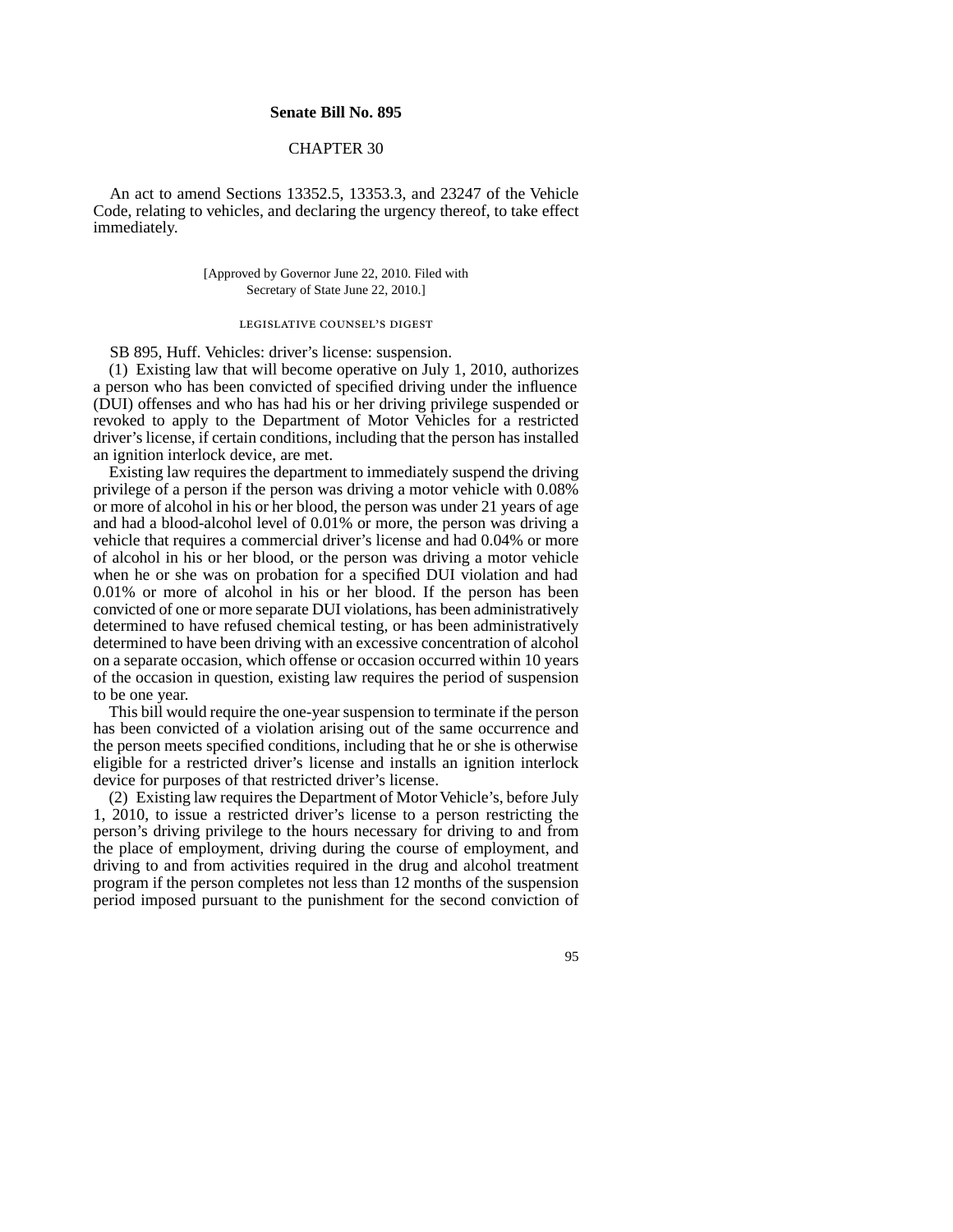## Senate Bill No. 895

### CHAPTER 30

An act to amend Sections 13352.5, 13353.3, and 23247 of the Vehicle Code, relating to vehicles, and declaring the urgency thereof, to take effect immediately.

[Approved by Governor June 22, 2010. Filed with Secretary of State June 22, 2010.]

LEGISLATIVE COUNSEL'S DIGEST

SB 895, Huff. Vehicles: driver's license: suspension.

(1) Existing law that will become operative on July 1, 2010, authorizes a person who has been convicted of specified driving under the influence (DUI) offenses and who has had his or her driving privilege suspended or revoked to apply to the Department of Motor Vehicles for a restricted driver's license, if certain conditions, including that the person has installed an ignition interlock device, are met.

Existing law requires the department to immediately suspend the driving privilege of a person if the person was driving a motor vehicle with 0.08% or more of alcohol in his or her blood, the person was under 21 years of age and had a blood-alcohol level of 0.01% or more, the person was driving a vehicle that requires a commercial driver's license and had 0.04% or more of alcohol in his or her blood, or the person was driving a motor vehicle when he or she was on probation for a specified DUI violation and had 0.01% or more of alcohol in his or her blood. If the person has been convicted of one or more separate DUI violations, has been administratively determined to have refused chemical testing, or has been administratively determined to have been driving with an excessive concentration of alcohol on a separate occasion, which offense or occasion occurred within 10 years of the occasion in question, existing law requires the period of suspension to be one year.

This bill would require the one-year suspension to terminate if the person has been convicted of a violation arising out of the same occurrence and the person meets specified conditions, including that he or she is otherwise eligible for a restricted driver's license and installs an ignition interlock device for purposes of that restricted driver's license.

(2) Existing law requires the Department of Motor Vehicle's, before July 1, 2010, to issue a restricted driver's license to a person restricting the person's driving privilege to the hours necessary for driving to and from the place of employment, driving during the course of employment, and driving to and from activities required in the drug and alcohol treatment program if the person completes not less than 12 months of the suspension period imposed pursuant to the punishment for the second conviction of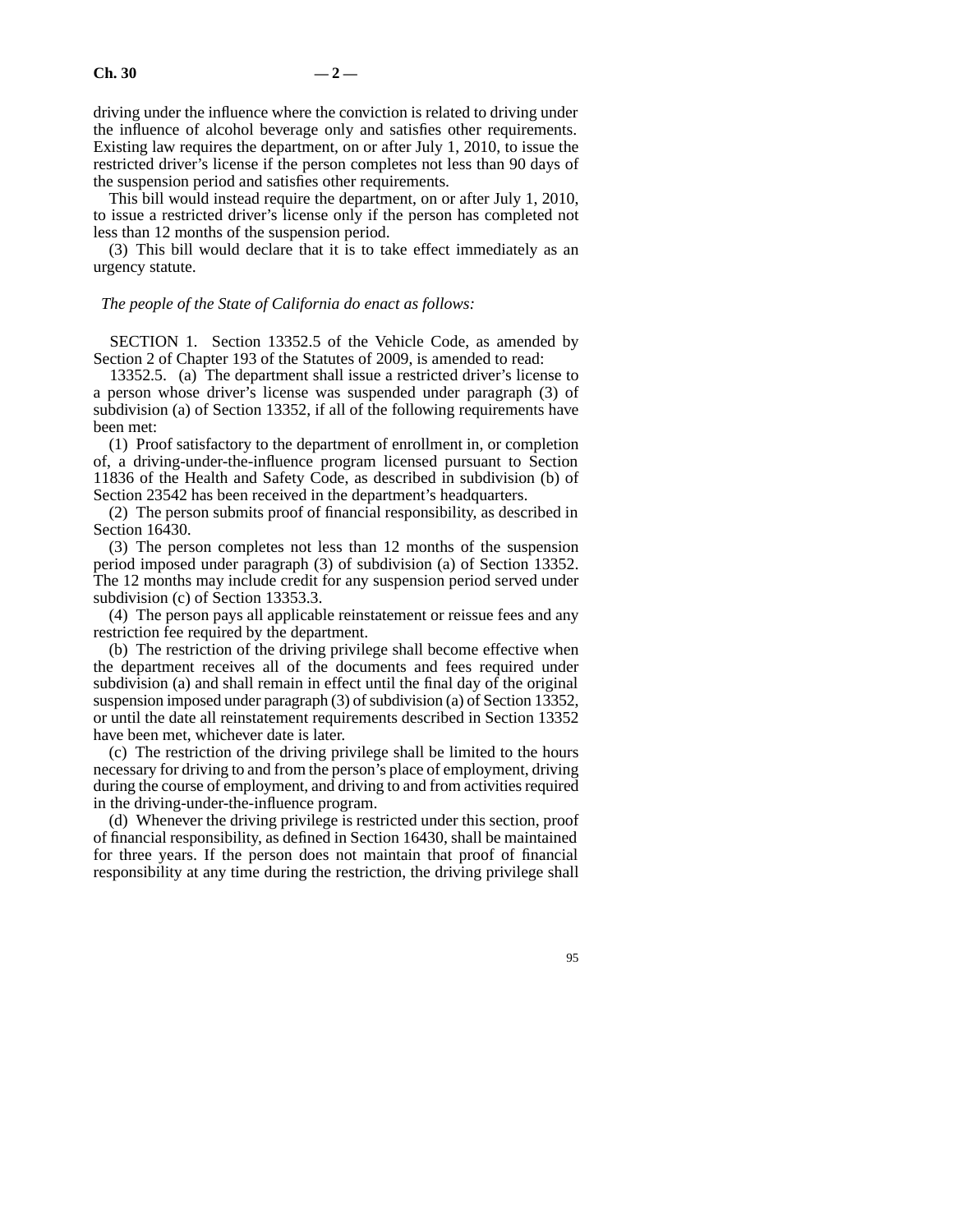driving under the influence where the conviction is related to driving under the influence of alcohol beverage only and satisfies other requirements. Existing law requires the department, on or after July 1, 2010, to issue the restricted driver's license if the person completes not less than 90 days of the suspension period and satisfies other requirements.

This bill would instead require the department, on or after July 1, 2010, to issue a restricted driver's license only if the person has completed not less than 12 months of the suspension period.

(3) This bill would declare that it is to take effect immediately as an urgency statute.

*The people of the State of California do enact as follows:*

SECTION 1. Section 13352.5 of the Vehicle Code, as amended by Section 2 of Chapter 193 of the Statutes of 2009, is amended to read:

13352.5. (a) The department shall issue a restricted driver's license to a person whose driver's license was suspended under paragraph (3) of subdivision (a) of Section 13352, if all of the following requirements have been met:

(1) Proof satisfactory to the department of enrollment in, or completion of, a driving-under-the-influence program licensed pursuant to Section 11836 of the Health and Safety Code, as described in subdivision (b) of Section 23542 has been received in the department's headquarters.

(2) The person submits proof of financial responsibility, as described in Section 16430.

(3) The person completes not less than 12 months of the suspension period imposed under paragraph (3) of subdivision (a) of Section 13352. The 12 months may include credit for any suspension period served under subdivision (c) of Section 13353.3.

(4) The person pays all applicable reinstatement or reissue fees and any restriction fee required by the department.

(b) The restriction of the driving privilege shall become effective when the department receives all of the documents and fees required under subdivision (a) and shall remain in effect until the final day of the original suspension imposed under paragraph (3) of subdivision (a) of Section 13352, or until the date all reinstatement requirements described in Section 13352 have been met, whichever date is later.

(c) The restriction of the driving privilege shall be limited to the hours necessary for driving to and from the person's place of employment, driving during the course of employment, and driving to and from activities required in the driving-under-the-influence program.

(d) Whenever the driving privilege is restricted under this section, proof of financial responsibility, as defined in Section 16430, shall be maintained for three years. If the person does not maintain that proof of financial responsibility at any time during the restriction, the driving privilege shall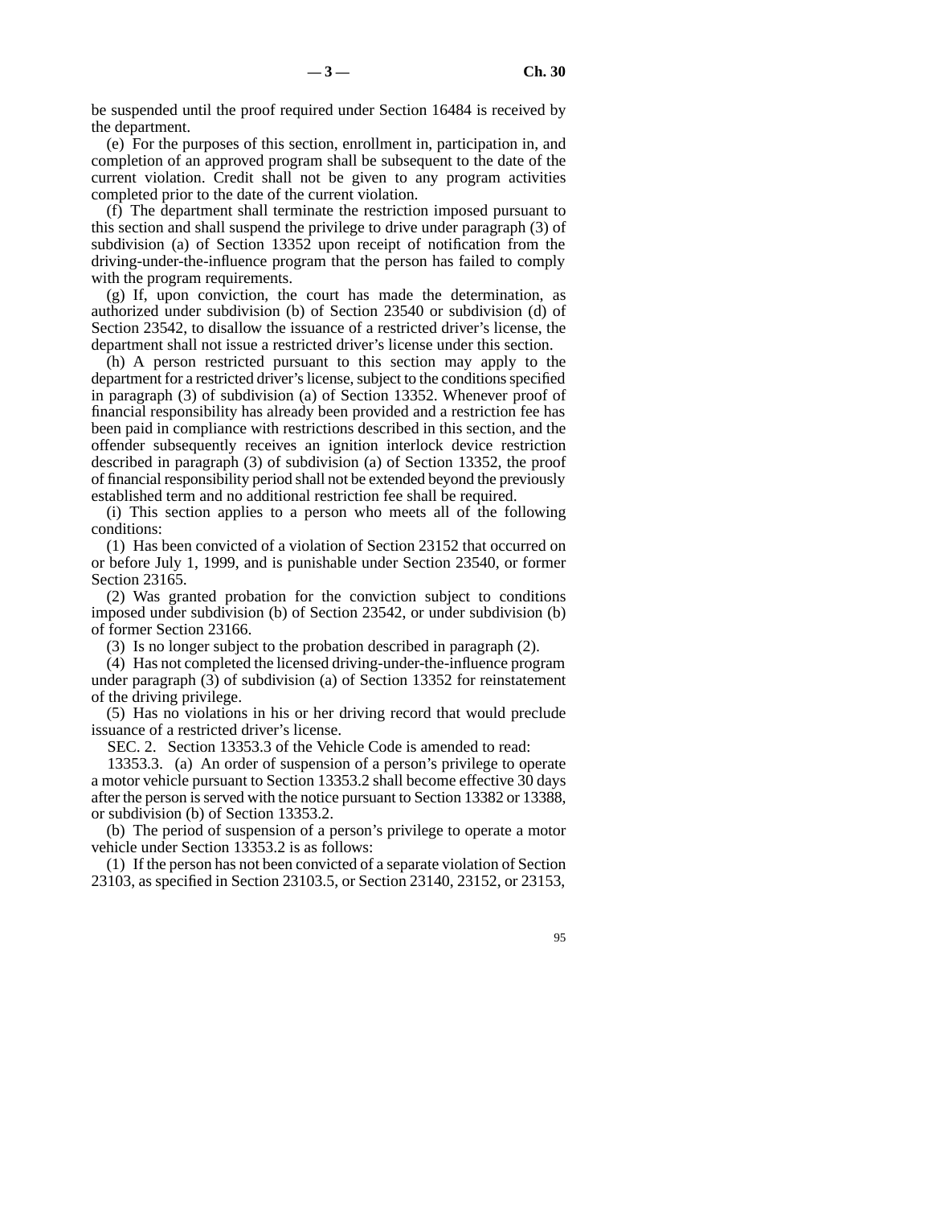be suspended until the proof required under Section 16484 is received by the department.

(e) For the purposes of this section, enrollment in, participation in, and completion of an approved program shall be subsequent to the date of the current violation. Credit shall not be given to any program activities completed prior to the date of the current violation.

(f) The department shall terminate the restriction imposed pursuant to this section and shall suspend the privilege to drive under paragraph (3) of subdivision (a) of Section 13352 upon receipt of notification from the driving-under-the-influence program that the person has failed to comply with the program requirements.

(g) If, upon conviction, the court has made the determination, as authorized under subdivision (b) of Section 23540 or subdivision (d) of Section 23542, to disallow the issuance of a restricted driver's license, the department shall not issue a restricted driver's license under this section.

(h) A person restricted pursuant to this section may apply to the department for a restricted driver's license, subject to the conditions specified in paragraph (3) of subdivision (a) of Section 13352. Whenever proof of financial responsibility has already been provided and a restriction fee has been paid in compliance with restrictions described in this section, and the offender subsequently receives an ignition interlock device restriction described in paragraph (3) of subdivision (a) of Section 13352, the proof of financial responsibility period shall not be extended beyond the previously established term and no additional restriction fee shall be required.

(i) This section applies to a person who meets all of the following conditions:

(1) Has been convicted of a violation of Section 23152 that occurred on or before July 1, 1999, and is punishable under Section 23540, or former Section 23165.

(2) Was granted probation for the conviction subject to conditions imposed under subdivision (b) of Section 23542, or under subdivision (b) of former Section 23166.

(3) Is no longer subject to the probation described in paragraph (2).

(4) Has not completed the licensed driving-under-the-influence program under paragraph (3) of subdivision (a) of Section 13352 for reinstatement of the driving privilege.

(5) Has no violations in his or her driving record that would preclude issuance of a restricted driver's license.

SEC. 2. Section 13353.3 of the Vehicle Code is amended to read:

13353.3. (a) An order of suspension of a person's privilege to operate a motor vehicle pursuant to Section 13353.2 shall become effective 30 days after the person is served with the notice pursuant to Section 13382 or 13388, or subdivision (b) of Section 13353.2.

(b) The period of suspension of a person's privilege to operate a motor vehicle under Section 13353.2 is as follows:

(1) If the person has not been convicted of a separate violation of Section 23103, as specified in Section 23103.5, or Section 23140, 23152, or 23153,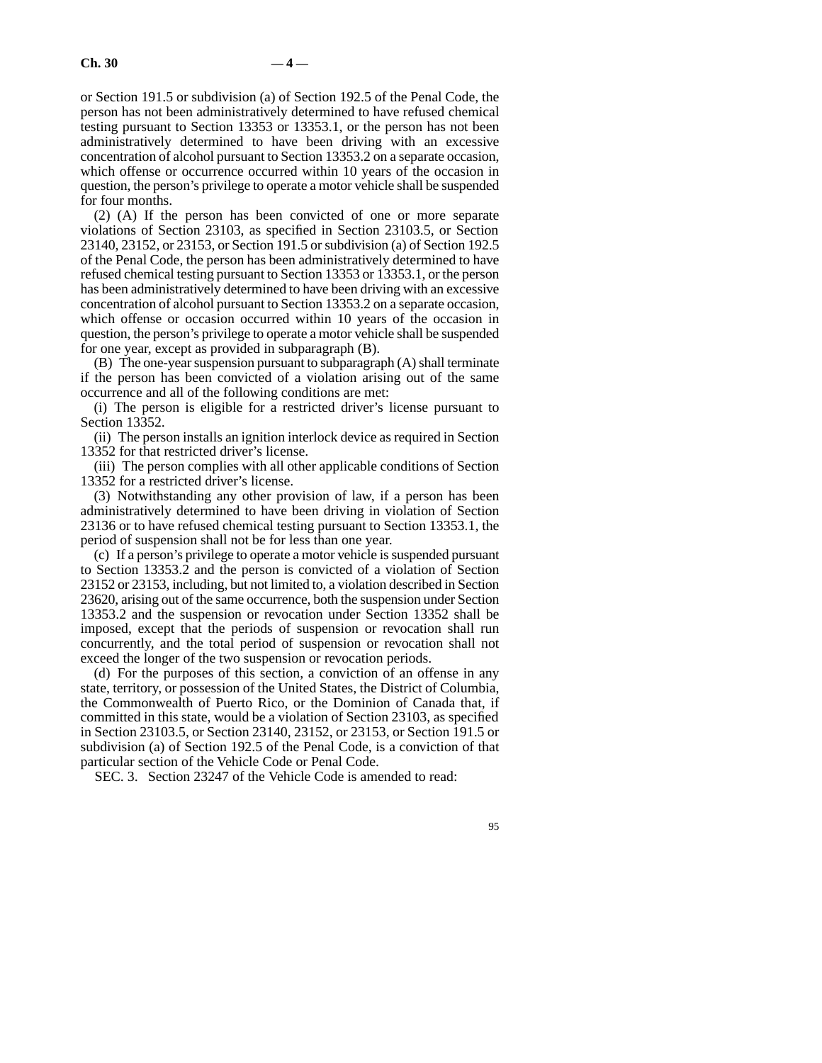or Section 191.5 or subdivision (a) of Section 192.5 of the Penal Code, the person has not been administratively determined to have refused chemical testing pursuant to Section 13353 or 13353.1, or the person has not been administratively determined to have been driving with an excessive concentration of alcohol pursuant to Section 13353.2 on a separate occasion, which offense or occurrence occurred within 10 years of the occasion in question, the person's privilege to operate a motor vehicle shall be suspended for four months.

(2) (A) If the person has been convicted of one or more separate violations of Section 23103, as specified in Section 23103.5, or Section 23140, 23152, or 23153, or Section 191.5 or subdivision (a) of Section 192.5 of the Penal Code, the person has been administratively determined to have refused chemical testing pursuant to Section 13353 or 13353.1, or the person has been administratively determined to have been driving with an excessive concentration of alcohol pursuant to Section 13353.2 on a separate occasion, which offense or occasion occurred within 10 years of the occasion in question, the person's privilege to operate a motor vehicle shall be suspended for one year, except as provided in subparagraph (B).

(B) The one-year suspension pursuant to subparagraph (A) shall terminate if the person has been convicted of a violation arising out of the same occurrence and all of the following conditions are met:

(i) The person is eligible for a restricted driver's license pursuant to Section 13352.

(ii) The person installs an ignition interlock device as required in Section 13352 for that restricted driver's license.

(iii) The person complies with all other applicable conditions of Section 13352 for a restricted driver's license.

(3) Notwithstanding any other provision of law, if a person has been administratively determined to have been driving in violation of Section 23136 or to have refused chemical testing pursuant to Section 13353.1, the period of suspension shall not be for less than one year.

(c) If a person's privilege to operate a motor vehicle is suspended pursuant to Section 13353.2 and the person is convicted of a violation of Section 23152 or 23153, including, but not limited to, a violation described in Section 23620, arising out of the same occurrence, both the suspension under Section 13353.2 and the suspension or revocation under Section 13352 shall be imposed, except that the periods of suspension or revocation shall run concurrently, and the total period of suspension or revocation shall not exceed the longer of the two suspension or revocation periods.

(d) For the purposes of this section, a conviction of an offense in any state, territory, or possession of the United States, the District of Columbia, the Commonwealth of Puerto Rico, or the Dominion of Canada that, if committed in this state, would be a violation of Section 23103, as specified in Section 23103.5, or Section 23140, 23152, or 23153, or Section 191.5 or subdivision (a) of Section 192.5 of the Penal Code, is a conviction of that particular section of the Vehicle Code or Penal Code.

SEC. 3. Section 23247 of the Vehicle Code is amended to read: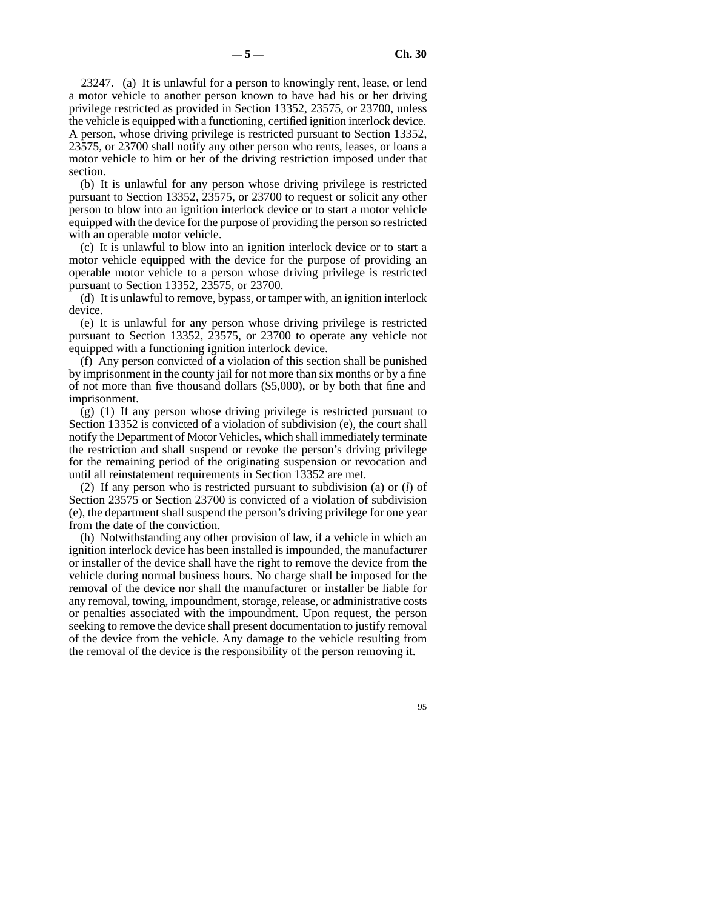23247. (a) It is unlawful for a person to knowingly rent, lease, or lend a motor vehicle to another person known to have had his or her driving privilege restricted as provided in Section 13352, 23575, or 23700, unless the vehicle is equipped with a functioning, certified ignition interlock device. A person, whose driving privilege is restricted pursuant to Section 13352, 23575, or 23700 shall notify any other person who rents, leases, or loans a motor vehicle to him or her of the driving restriction imposed under that section.

(b) It is unlawful for any person whose driving privilege is restricted pursuant to Section 13352, 23575, or 23700 to request or solicit any other person to blow into an ignition interlock device or to start a motor vehicle equipped with the device for the purpose of providing the person so restricted with an operable motor vehicle.

(c) It is unlawful to blow into an ignition interlock device or to start a motor vehicle equipped with the device for the purpose of providing an operable motor vehicle to a person whose driving privilege is restricted pursuant to Section 13352, 23575, or 23700.

(d) It is unlawful to remove, bypass, or tamper with, an ignition interlock device.

(e) It is unlawful for any person whose driving privilege is restricted pursuant to Section 13352, 23575, or 23700 to operate any vehicle not equipped with a functioning ignition interlock device.

(f) Any person convicted of a violation of this section shall be punished by imprisonment in the county jail for not more than six months or by a fine of not more than five thousand dollars ($5,000), or by both that fine and imprisonment.

(g) (1) If any person whose driving privilege is restricted pursuant to Section 13352 is convicted of a violation of subdivision (e), the court shall notify the Department of Motor Vehicles, which shall immediately terminate the restriction and shall suspend or revoke the person's driving privilege for the remaining period of the originating suspension or revocation and until all reinstatement requirements in Section 13352 are met.

(2) If any person who is restricted pursuant to subdivision (a) or (*l*) of Section 23575 or Section 23700 is convicted of a violation of subdivision (e), the department shall suspend the person's driving privilege for one year from the date of the conviction.

(h) Notwithstanding any other provision of law, if a vehicle in which an ignition interlock device has been installed is impounded, the manufacturer or installer of the device shall have the right to remove the device from the vehicle during normal business hours. No charge shall be imposed for the removal of the device nor shall the manufacturer or installer be liable for any removal, towing, impoundment, storage, release, or administrative costs or penalties associated with the impoundment. Upon request, the person seeking to remove the device shall present documentation to justify removal of the device from the vehicle. Any damage to the vehicle resulting from the removal of the device is the responsibility of the person removing it.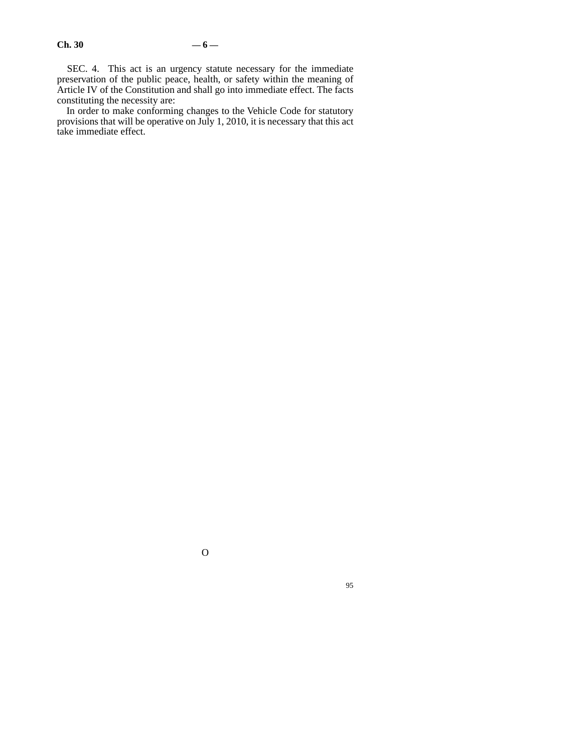SEC. 4. This act is an urgency statute necessary for the immediate preservation of the public peace, health, or safety within the meaning of Article IV of the Constitution and shall go into immediate effect. The facts constituting the necessity are:

In order to make conforming changes to the Vehicle Code for statutory provisions that will be operative on July 1, 2010, it is necessary that this act take immediate effect.

O